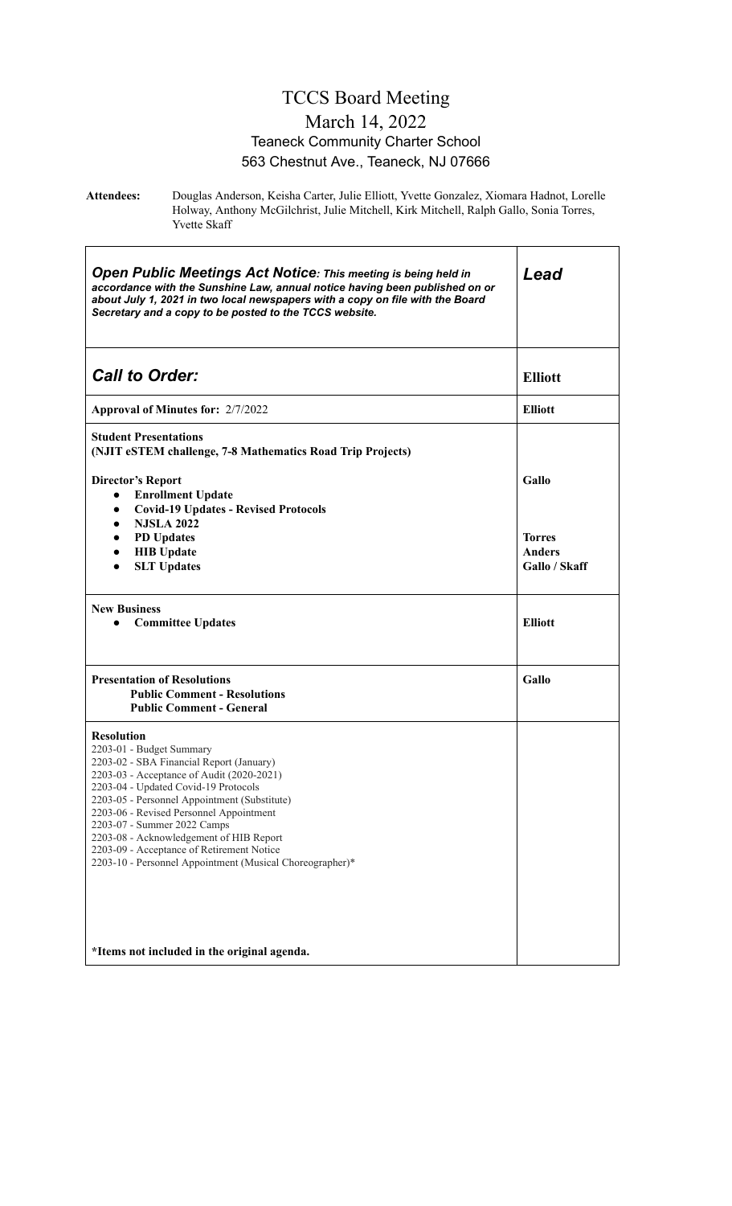# TCCS Board Meeting

## March 14, 2022

### Teaneck Community Charter School

### 563 Chestnut Ave., Teaneck, NJ 07666

**Attendees:** Douglas Anderson, Keisha Carter, Julie Elliott, Yvette Gonzalez, Xiomara Hadnot, Lorelle Holway, Anthony McGilchrist, Julie Mitchell, Kirk Mitchell, Ralph Gallo, Sonia Torres, Yvette Skaff

| ***Open Public Meetings Act Notice**: This meeting is being held in accordance with the Sunshine Law, annual notice having been published on or about July 1, 2021 in two local newspapers with a copy on file with the Board Secretary and a copy to be posted to the TCCS website.* | ***Lead*** |
|---|---|
| ***Call to Order:*** | **Elliott** |
| **Approval of Minutes for:** 2/7/2022 | **Elliott** |
| **Student Presentations**<br>**(NJIT eSTEM challenge, 7-8 Mathematics Road Trip Projects)**<br><br>**Director's Report**<br>• **Enrollment Update**<br>• **Covid-19 Updates - Revised Protocols**<br>• **NJSLA 2022**<br>• **PD Updates**<br>• **HIB Update**<br>• **SLT Updates** | <br><br><br>**Gallo**<br><br><br><br>**Torres**<br>**Anders**<br>**Gallo / Skaff** |
| **New Business**<br>• **Committee Updates** | <br>**Elliott** |
| **Presentation of Resolutions**<br>**Public Comment - Resolutions**<br>**Public Comment - General** | **Gallo** |
| **Resolution**<br>2203-01 - Budget Summary<br>2203-02 - SBA Financial Report (January)<br>2203-03 - Acceptance of Audit (2020-2021)<br>2203-04 - Updated Covid-19 Protocols<br>2203-05 - Personnel Appointment (Substitute)<br>2203-06 - Revised Personnel Appointment<br>2203-07 - Summer 2022 Camps<br>2203-08 - Acknowledgement of HIB Report<br>2203-09 - Acceptance of Retirement Notice<br>2203-10 - Personnel Appointment (Musical Choreographer)*<br><br>***Items not included in the original agenda.** | |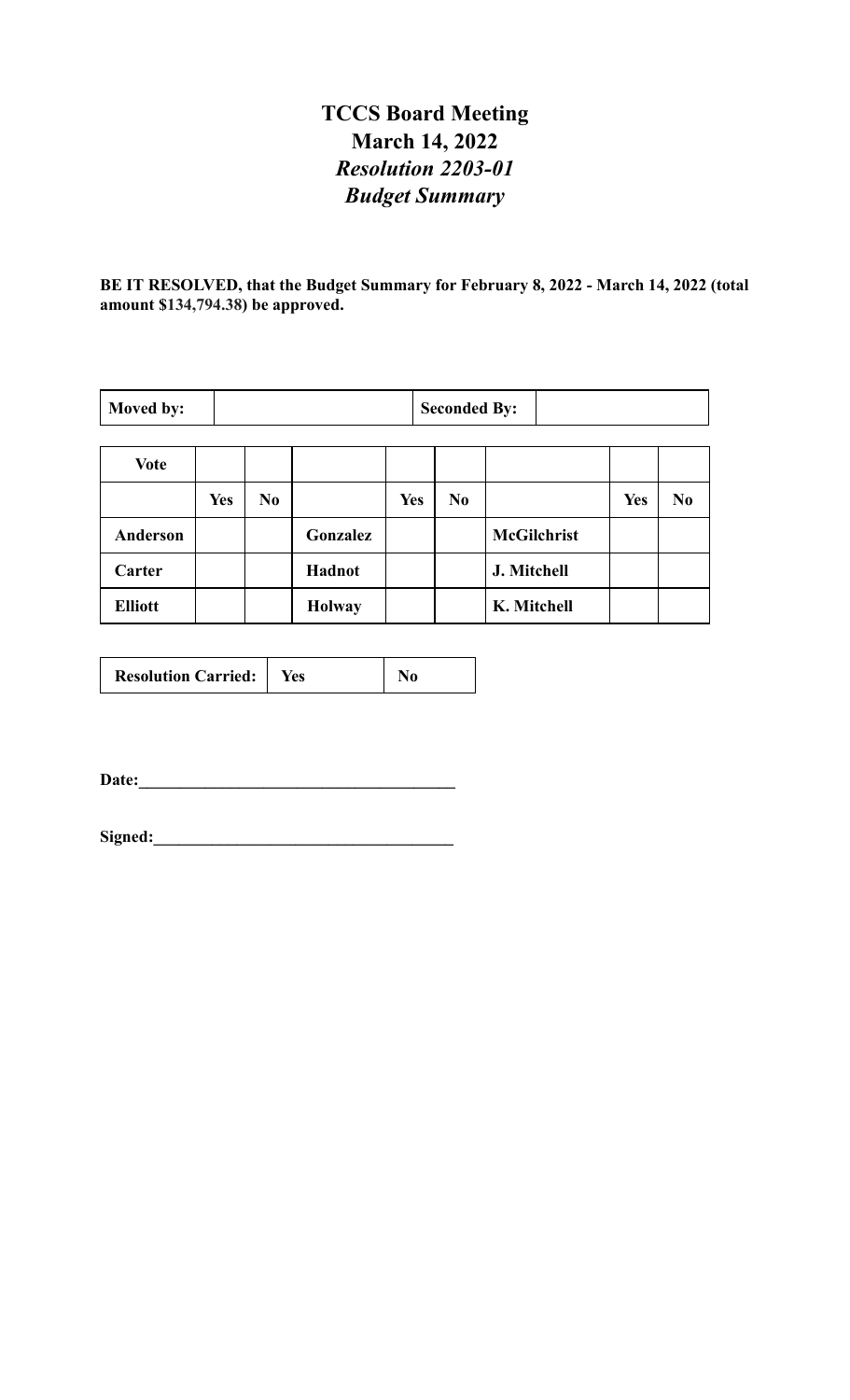# TCCS Board Meeting
## March 14, 2022
## *Resolution 2203-01*
## *Budget Summary*

**BE IT RESOLVED, that the Budget Summary for February 8, 2022 - March 14, 2022 (total amount $134,794.38) be approved.**

| **Moved by:** | | **Seconded By:** | |
|---|---|---|---|

| **Vote** | | | | | | | | |
|---|---|---|---|---|---|---|---|---|
| | **Yes** | **No** | | **Yes** | **No** | | **Yes** | **No** |
| **Anderson** | | | **Gonzalez** | | | **McGilchrist** | | |
| **Carter** | | | **Hadnot** | | | **J. Mitchell** | | |
| **Elliott** | | | **Holway** | | | **K. Mitchell** | | |

| **Resolution Carried:** | **Yes** | **No** |
|---|---|---|

**Date:**______________________________________

**Signed:**____________________________________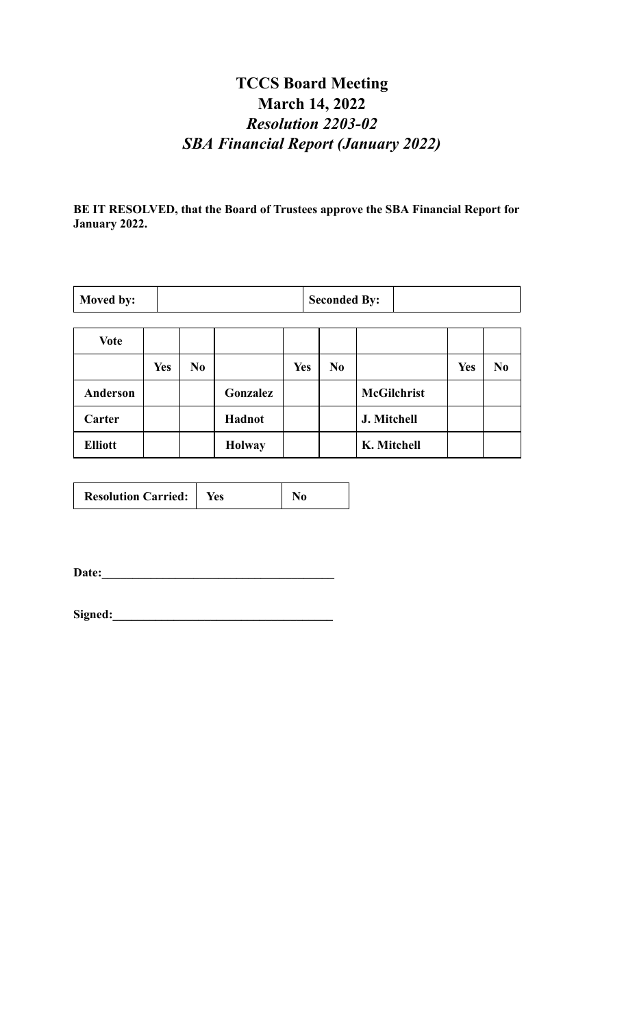# TCCS Board Meeting
# March 14, 2022
## *Resolution 2203-02*
## *SBA Financial Report (January 2022)*

**BE IT RESOLVED, that the Board of Trustees approve the SBA Financial Report for January 2022.**

| **Moved by:** | | **Seconded By:** | |
|---|---|---|---|

| **Vote** | | | | | | | | |
|---|---|---|---|---|---|---|---|---|
| | **Yes** | **No** | | **Yes** | **No** | | **Yes** | **No** |
| **Anderson** | | | **Gonzalez** | | | **McGilchrist** | | |
| **Carter** | | | **Hadnot** | | | **J. Mitchell** | | |
| **Elliott** | | | **Holway** | | | **K. Mitchell** | | |

| **Resolution Carried:** | **Yes** | **No** |
|---|---|---|

**Date:_____________________________________**

**Signed:___________________________________**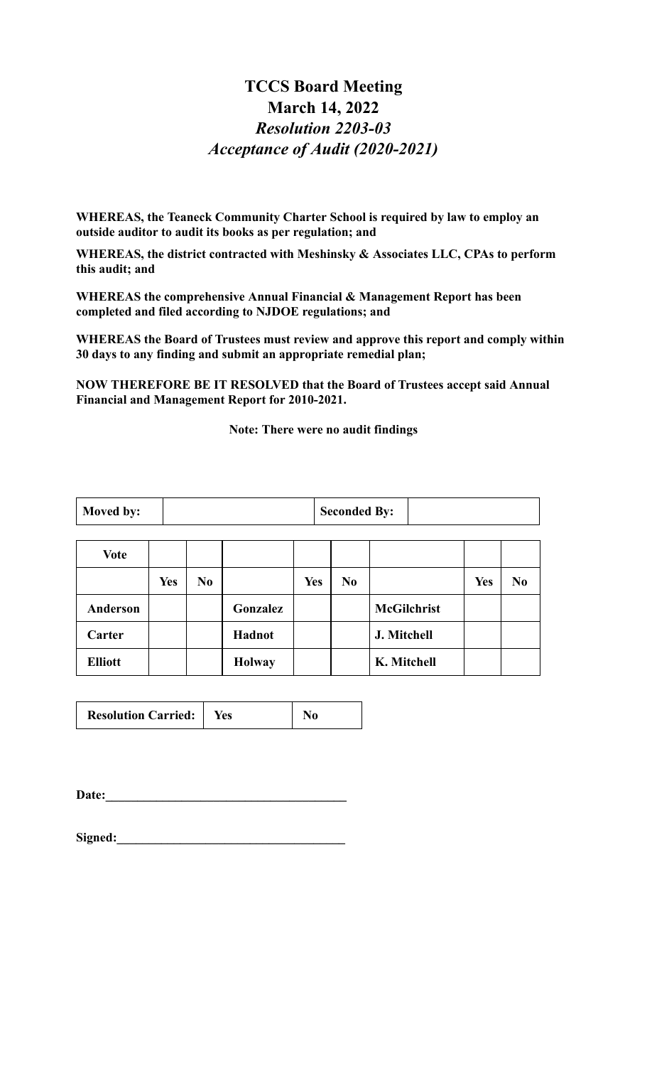# TCCS Board Meeting
# March 14, 2022
## *Resolution 2203-03*
## *Acceptance of Audit (2020-2021)*

**WHEREAS, the Teaneck Community Charter School is required by law to employ an outside auditor to audit its books as per regulation; and**

**WHEREAS, the district contracted with Meshinsky & Associates LLC, CPAs to perform this audit; and**

**WHEREAS the comprehensive Annual Financial & Management Report has been completed and filed according to NJDOE regulations; and**

**WHEREAS the Board of Trustees must review and approve this report and comply within 30 days to any finding and submit an appropriate remedial plan;**

**NOW THEREFORE BE IT RESOLVED that the Board of Trustees accept said Annual Financial and Management Report for 2010-2021.**

**Note: There were no audit findings**

| **Moved by:** | | **Seconded By:** | |
|---|---|---|---|

| **Vote** | | | | | | | | |
|---|---|---|---|---|---|---|---|---|
| | **Yes** | **No** | | **Yes** | **No** | | **Yes** | **No** |
| **Anderson** | | | **Gonzalez** | | | **McGilchrist** | | |
| **Carter** | | | **Hadnot** | | | **J. Mitchell** | | |
| **Elliott** | | | **Holway** | | | **K. Mitchell** | | |

| **Resolution Carried:** | **Yes** | **No** |
|---|---|---|

**Date:**_____________________________________

**Signed:**___________________________________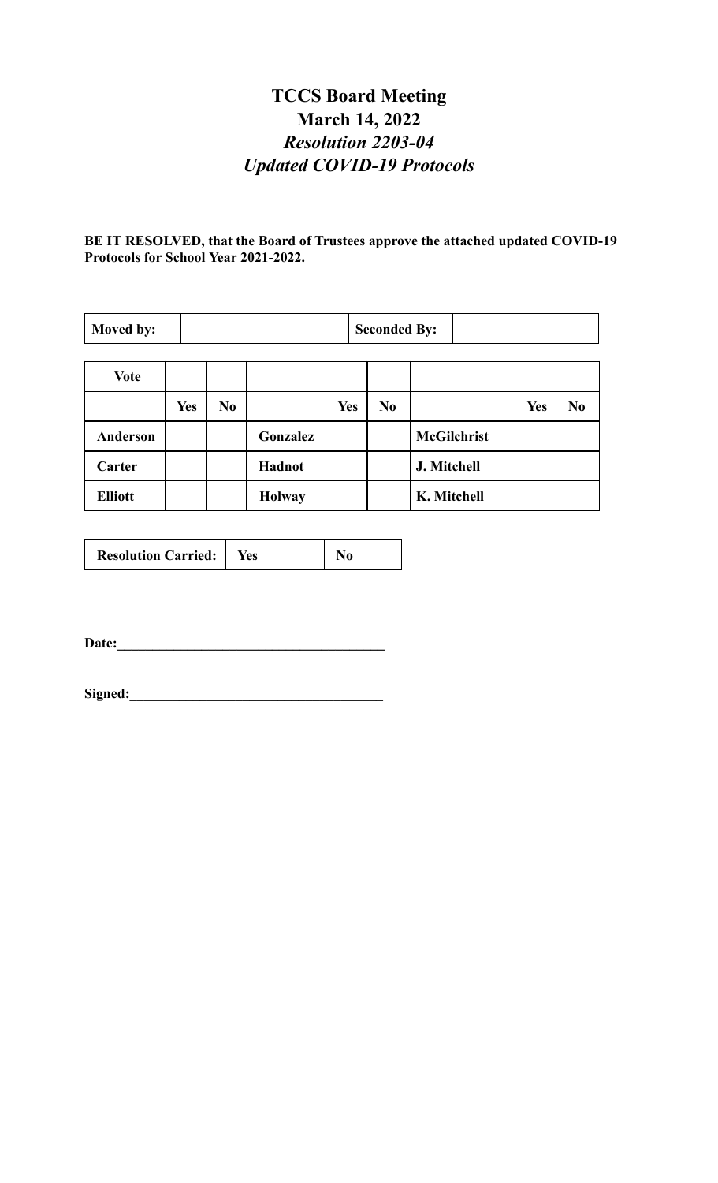# TCCS Board Meeting
# March 14, 2022
## *Resolution 2203-04*
## *Updated COVID-19 Protocols*

**BE IT RESOLVED, that the Board of Trustees approve the attached updated COVID-19 Protocols for School Year 2021-2022.**

| **Moved by:** | | **Seconded By:** | |
|---|---|---|---|

| **Vote** | | | | | | | | |
|---|---|---|---|---|---|---|---|---|
| | **Yes** | **No** | | **Yes** | **No** | | **Yes** | **No** |
| **Anderson** | | | **Gonzalez** | | | **McGilchrist** | | |
| **Carter** | | | **Hadnot** | | | **J. Mitchell** | | |
| **Elliott** | | | **Holway** | | | **K. Mitchell** | | |

| **Resolution Carried:** | **Yes** | **No** |
|---|---|---|

**Date:**_____________________________________

**Signed:**___________________________________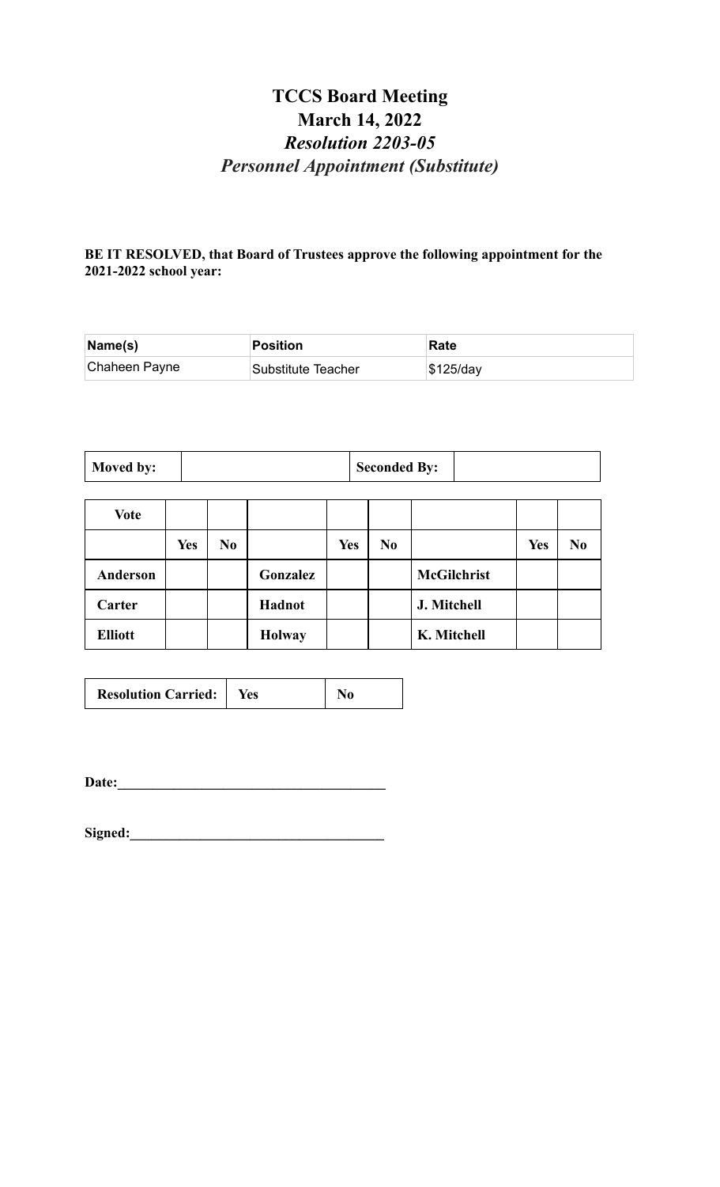# TCCS Board Meeting
# March 14, 2022
## *Resolution 2203-05*
## *Personnel Appointment (Substitute)*

**BE IT RESOLVED, that Board of Trustees approve the following appointment for the 2021-2022 school year:**

| Name(s) | Position | Rate |
|---|---|---|
| Chaheen Payne | Substitute Teacher | $125/day |

| **Moved by:** | | **Seconded By:** | |
|---|---|---|---|

| **Vote** | | | | | | | | |
|---|---|---|---|---|---|---|---|---|
| | **Yes** | **No** | | **Yes** | **No** | | **Yes** | **No** |
| **Anderson** | | | **Gonzalez** | | | **McGilchrist** | | |
| **Carter** | | | **Hadnot** | | | **J. Mitchell** | | |
| **Elliott** | | | **Holway** | | | **K. Mitchell** | | |

| **Resolution Carried:** | **Yes** | **No** |
|---|---|---|

**Date:**______________________________________

**Signed:**____________________________________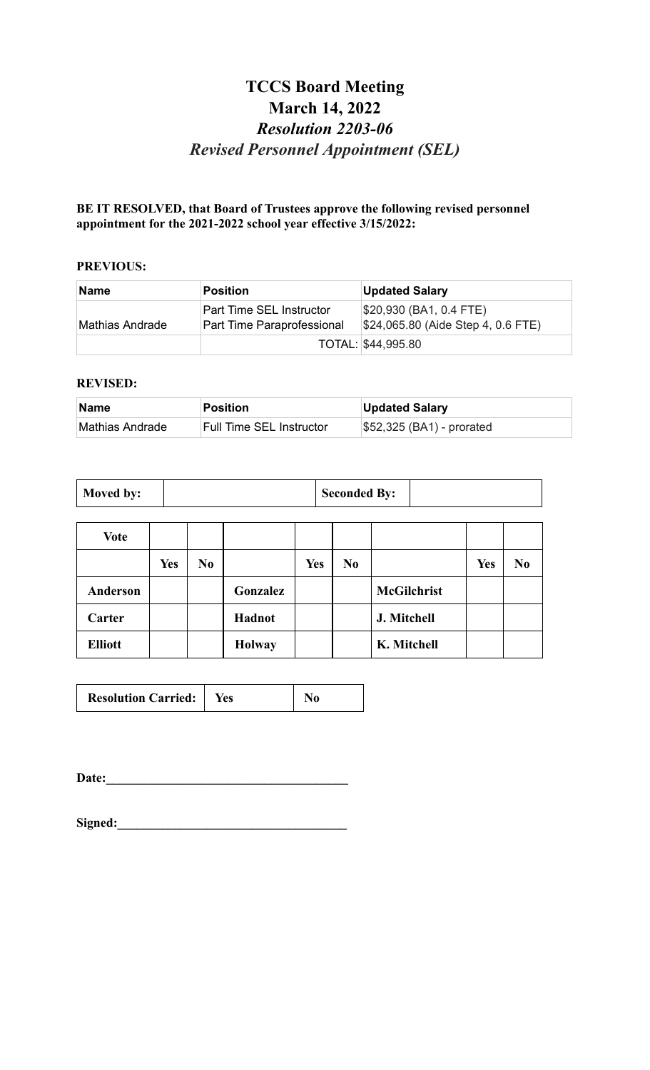# TCCS Board Meeting
# March 14, 2022
## *Resolution 2203-06*
## *Revised Personnel Appointment (SEL)*

**BE IT RESOLVED, that Board of Trustees approve the following revised personnel appointment for the 2021-2022 school year effective 3/15/2022:**

**PREVIOUS:**

| Name | Position | Updated Salary |
|---|---|---|
| Mathias Andrade | Part Time SEL Instructor<br>Part Time Paraprofessional | $20,930 (BA1, 0.4 FTE)<br>$24,065.80 (Aide Step 4, 0.6 FTE) |
| | TOTAL: | $44,995.80 |

**REVISED:**

| Name | Position | Updated Salary |
|---|---|---|
| Mathias Andrade | Full Time SEL Instructor | $52,325 (BA1) - prorated |

| **Moved by:** | | **Seconded By:** | |
|---|---|---|---|

| **Vote** | | | | | | | | |
|---|---|---|---|---|---|---|---|---|
| | **Yes** | **No** | | **Yes** | **No** | | **Yes** | **No** |
| **Anderson** | | | **Gonzalez** | | | **McGilchrist** | | |
| **Carter** | | | **Hadnot** | | | **J. Mitchell** | | |
| **Elliott** | | | **Holway** | | | **K. Mitchell** | | |

| **Resolution Carried:** | **Yes** | **No** |
|---|---|---|

**Date:**______________________________________

**Signed:**____________________________________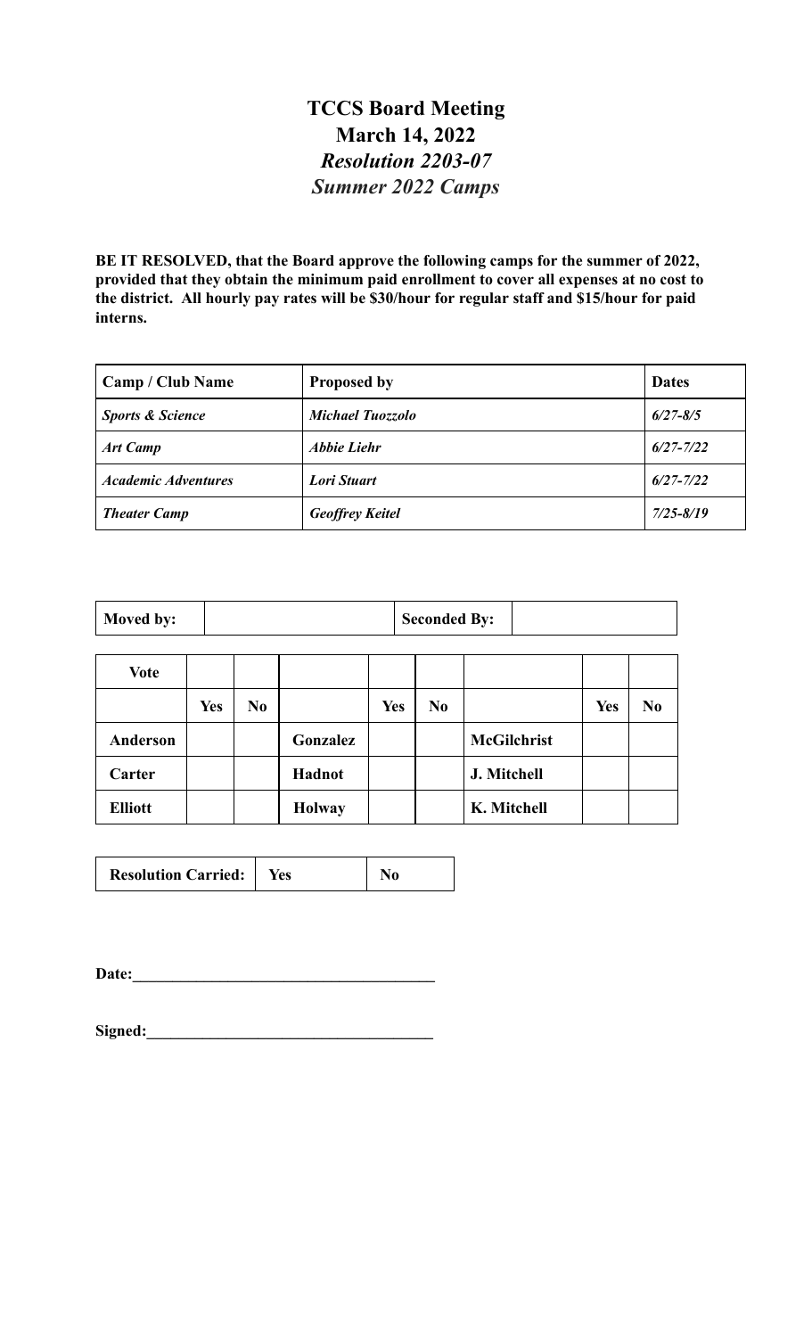# TCCS Board Meeting

## March 14, 2022

### *Resolution 2203-07*

### *Summer 2022 Camps*

**BE IT RESOLVED, that the Board approve the following camps for the summer of 2022, provided that they obtain the minimum paid enrollment to cover all expenses at no cost to the district. All hourly pay rates will be $30/hour for regular staff and $15/hour for paid interns.**

| Camp / Club Name | Proposed by | Dates |
|---|---|---|
| ***Sports & Science*** | ***Michael Tuozzolo*** | ***6/27-8/5*** |
| ***Art Camp*** | ***Abbie Liehr*** | ***6/27-7/22*** |
| ***Academic Adventures*** | ***Lori Stuart*** | ***6/27-7/22*** |
| ***Theater Camp*** | ***Geoffrey Keitel*** | ***7/25-8/19*** |

| **Moved by:** | | **Seconded By:** | |
|---|---|---|---|

| **Vote** | | | | | | | | |
|---|---|---|---|---|---|---|---|---|
| | **Yes** | **No** | | **Yes** | **No** | | **Yes** | **No** |
| **Anderson** | | | **Gonzalez** | | | **McGilchrist** | | |
| **Carter** | | | **Hadnot** | | | **J. Mitchell** | | |
| **Elliott** | | | **Holway** | | | **K. Mitchell** | | |

| **Resolution Carried:** | **Yes** | **No** |
|---|---|---|

**Date:**\_\_\_\_\_\_\_\_\_\_\_\_\_\_\_\_\_\_\_\_\_\_\_\_\_\_\_\_\_\_\_\_\_\_\_\_\_\_

**Signed:**\_\_\_\_\_\_\_\_\_\_\_\_\_\_\_\_\_\_\_\_\_\_\_\_\_\_\_\_\_\_\_\_\_\_\_\_\_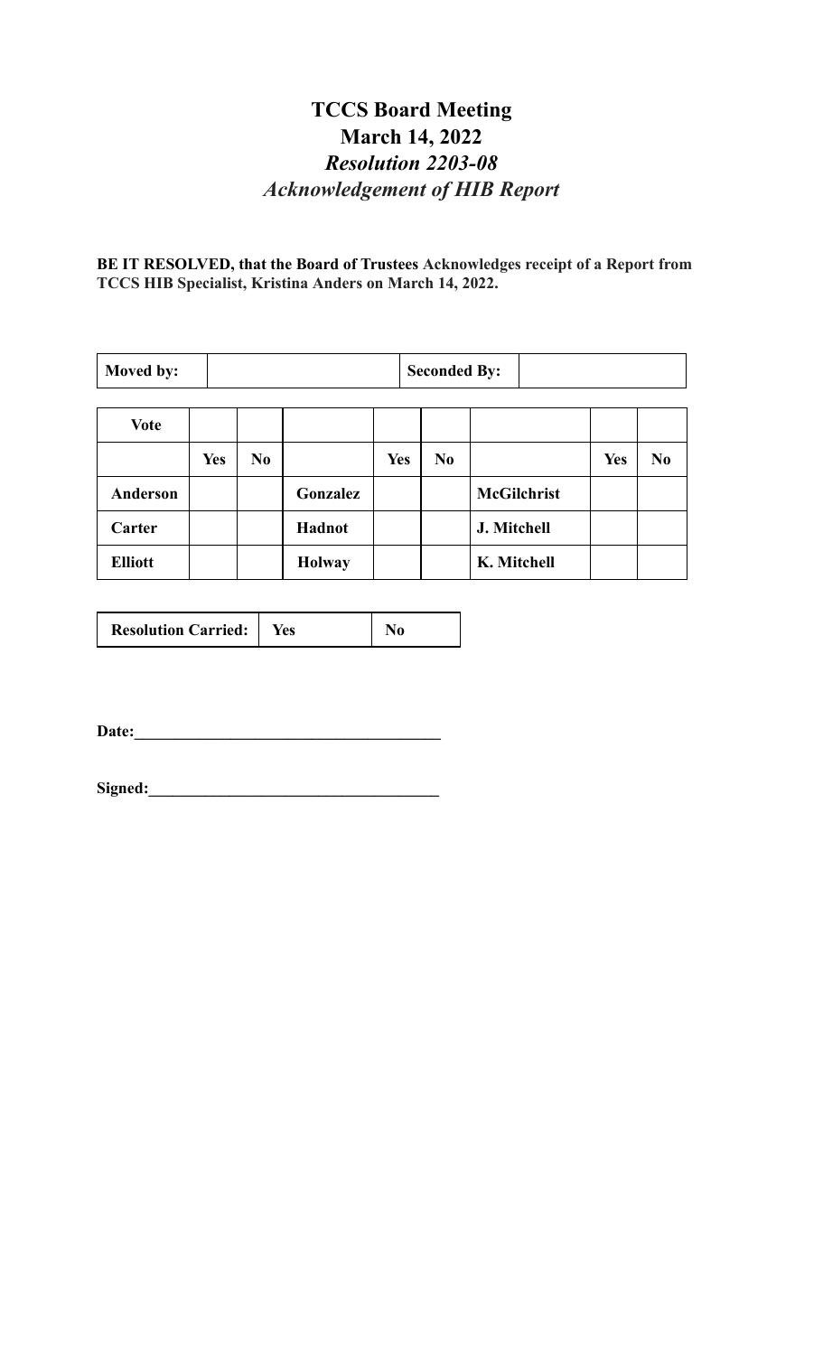# TCCS Board Meeting
# March 14, 2022
## *Resolution 2203-08*
## *Acknowledgement of HIB Report*

**BE IT RESOLVED, that the Board of Trustees Acknowledges receipt of a Report from TCCS HIB Specialist, Kristina Anders on March 14, 2022.**

| **Moved by:** | | **Seconded By:** | |
|---|---|---|---|

| **Vote** | | | | | | | | |
|---|---|---|---|---|---|---|---|---|
| | **Yes** | **No** | | **Yes** | **No** | | **Yes** | **No** |
| **Anderson** | | | **Gonzalez** | | | **McGilchrist** | | |
| **Carter** | | | **Hadnot** | | | **J. Mitchell** | | |
| **Elliott** | | | **Holway** | | | **K. Mitchell** | | |

| **Resolution Carried:** | **Yes** | **No** |
|---|---|---|

**Date:**_____________________________________

**Signed:**___________________________________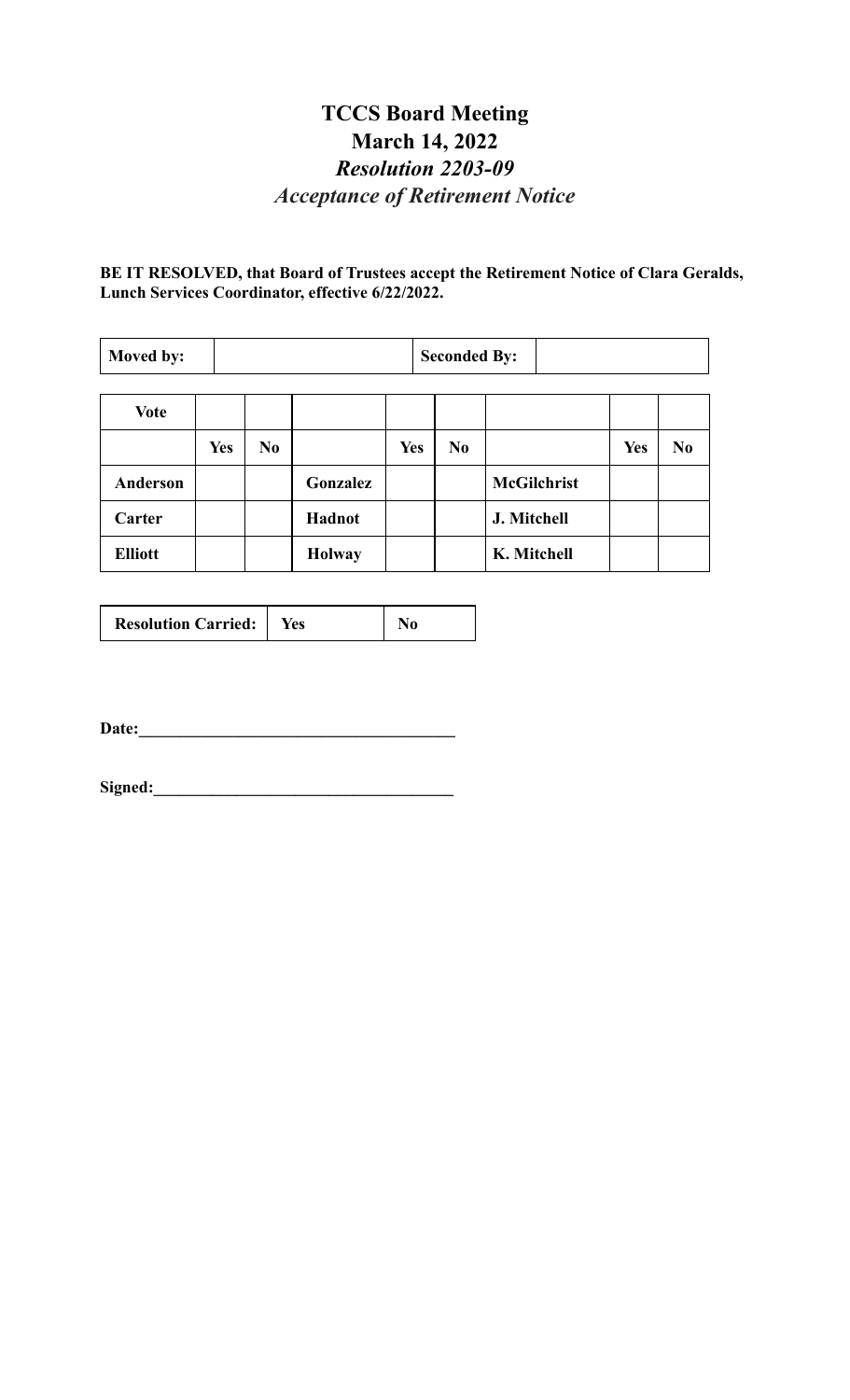# TCCS Board Meeting
# March 14, 2022
## *Resolution 2203-09*
## *Acceptance of Retirement Notice*

**BE IT RESOLVED, that Board of Trustees accept the Retirement Notice of Clara Geralds, Lunch Services Coordinator, effective 6/22/2022.**

| **Moved by:** | | **Seconded By:** | |
|---|---|---|---|

| **Vote** | | | | | | | | |
|---|---|---|---|---|---|---|---|---|
| | **Yes** | **No** | | **Yes** | **No** | | **Yes** | **No** |
| **Anderson** | | | **Gonzalez** | | | **McGilchrist** | | |
| **Carter** | | | **Hadnot** | | | **J. Mitchell** | | |
| **Elliott** | | | **Holway** | | | **K. Mitchell** | | |

| **Resolution Carried:** | **Yes** | **No** |
|---|---|---|

**Date:**______________________________________

**Signed:**____________________________________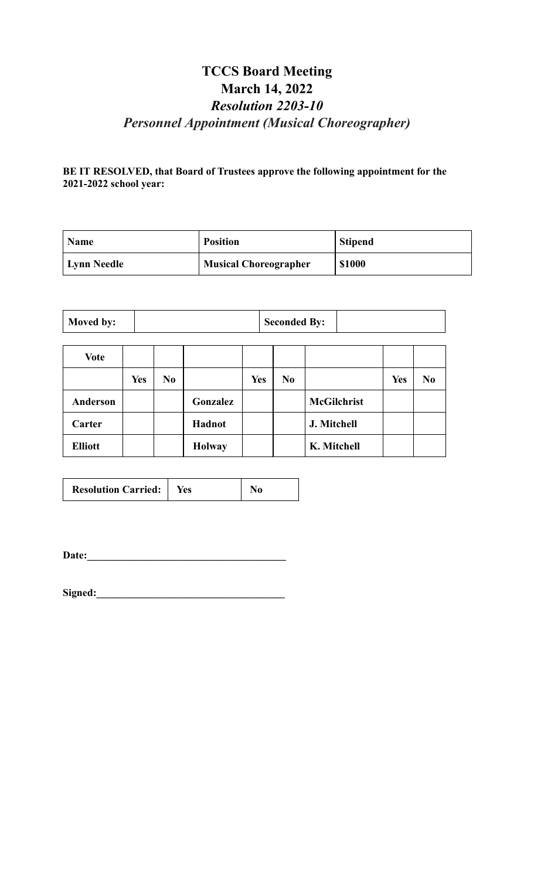# TCCS Board Meeting

## March 14, 2022

### *Resolution 2203-10*

### *Personnel Appointment (Musical Choreographer)*

**BE IT RESOLVED, that Board of Trustees approve the following appointment for the 2021-2022 school year:**

| Name | Position | Stipend |
|---|---|---|
| Lynn Needle | Musical Choreographer | $1000 |

| | | | |
|---|---|---|---|
| **Moved by:** | | **Seconded By:** | |

| Vote | | | | | | | | |
|---|---|---|---|---|---|---|---|---|
| | Yes | No | | Yes | No | | Yes | No |
| Anderson | | | Gonzalez | | | McGilchrist | | |
| Carter | | | Hadnot | | | J. Mitchell | | |
| Elliott | | | Holway | | | K. Mitchell | | |

| | | |
|---|---|---|
| **Resolution Carried:** | Yes | No |

**Date:**\_\_\_\_\_\_\_\_\_\_\_\_\_\_\_\_\_\_\_\_\_\_\_\_\_\_\_\_\_\_\_\_\_\_\_\_\_\_

**Signed:**\_\_\_\_\_\_\_\_\_\_\_\_\_\_\_\_\_\_\_\_\_\_\_\_\_\_\_\_\_\_\_\_\_\_\_\_